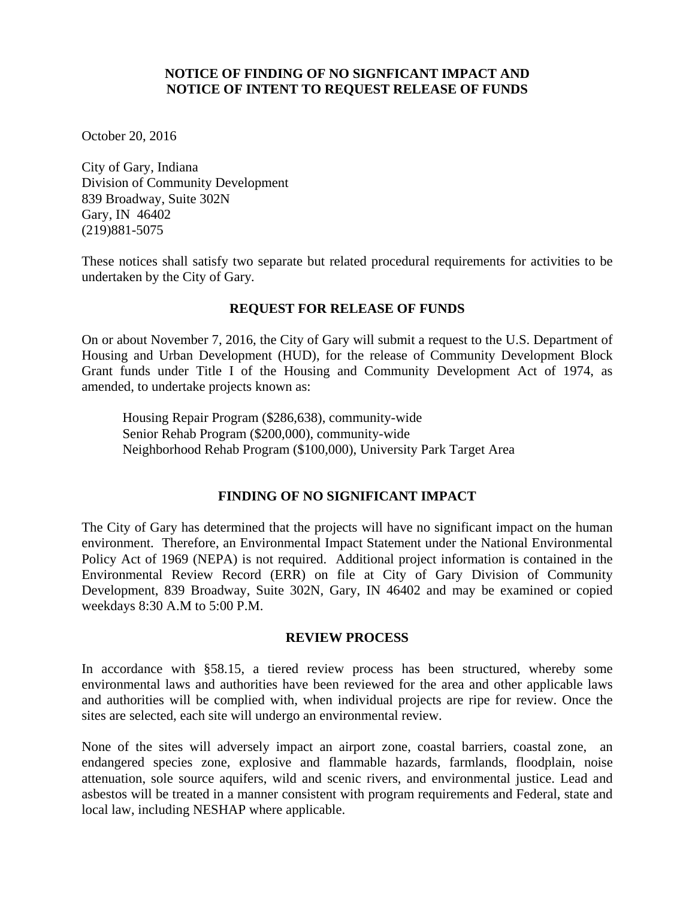**NOTICE OF FINDING OF NO SIGNFICANT IMPACT AND NOTICE OF INTENT TO REQUEST RELEASE OF FUNDS**

October 20, 2016

City of Gary, Indiana
Division of Community Development
839 Broadway, Suite 302N
Gary, IN 46402
(219)881-5075

These notices shall satisfy two separate but related procedural requirements for activities to be undertaken by the City of Gary.

## REQUEST FOR RELEASE OF FUNDS

On or about November 7, 2016, the City of Gary will submit a request to the U.S. Department of Housing and Urban Development (HUD), for the release of Community Development Block Grant funds under Title I of the Housing and Community Development Act of 1974, as amended, to undertake projects known as:

Housing Repair Program ($286,638), community-wide
Senior Rehab Program ($200,000), community-wide
Neighborhood Rehab Program ($100,000), University Park Target Area

## FINDING OF NO SIGNIFICANT IMPACT

The City of Gary has determined that the projects will have no significant impact on the human environment. Therefore, an Environmental Impact Statement under the National Environmental Policy Act of 1969 (NEPA) is not required. Additional project information is contained in the Environmental Review Record (ERR) on file at City of Gary Division of Community Development, 839 Broadway, Suite 302N, Gary, IN 46402 and may be examined or copied weekdays 8:30 A.M to 5:00 P.M.

## REVIEW PROCESS

In accordance with §58.15, a tiered review process has been structured, whereby some environmental laws and authorities have been reviewed for the area and other applicable laws and authorities will be complied with, when individual projects are ripe for review. Once the sites are selected, each site will undergo an environmental review.

None of the sites will adversely impact an airport zone, coastal barriers, coastal zone, an endangered species zone, explosive and flammable hazards, farmlands, floodplain, noise attenuation, sole source aquifers, wild and scenic rivers, and environmental justice. Lead and asbestos will be treated in a manner consistent with program requirements and Federal, state and local law, including NESHAP where applicable.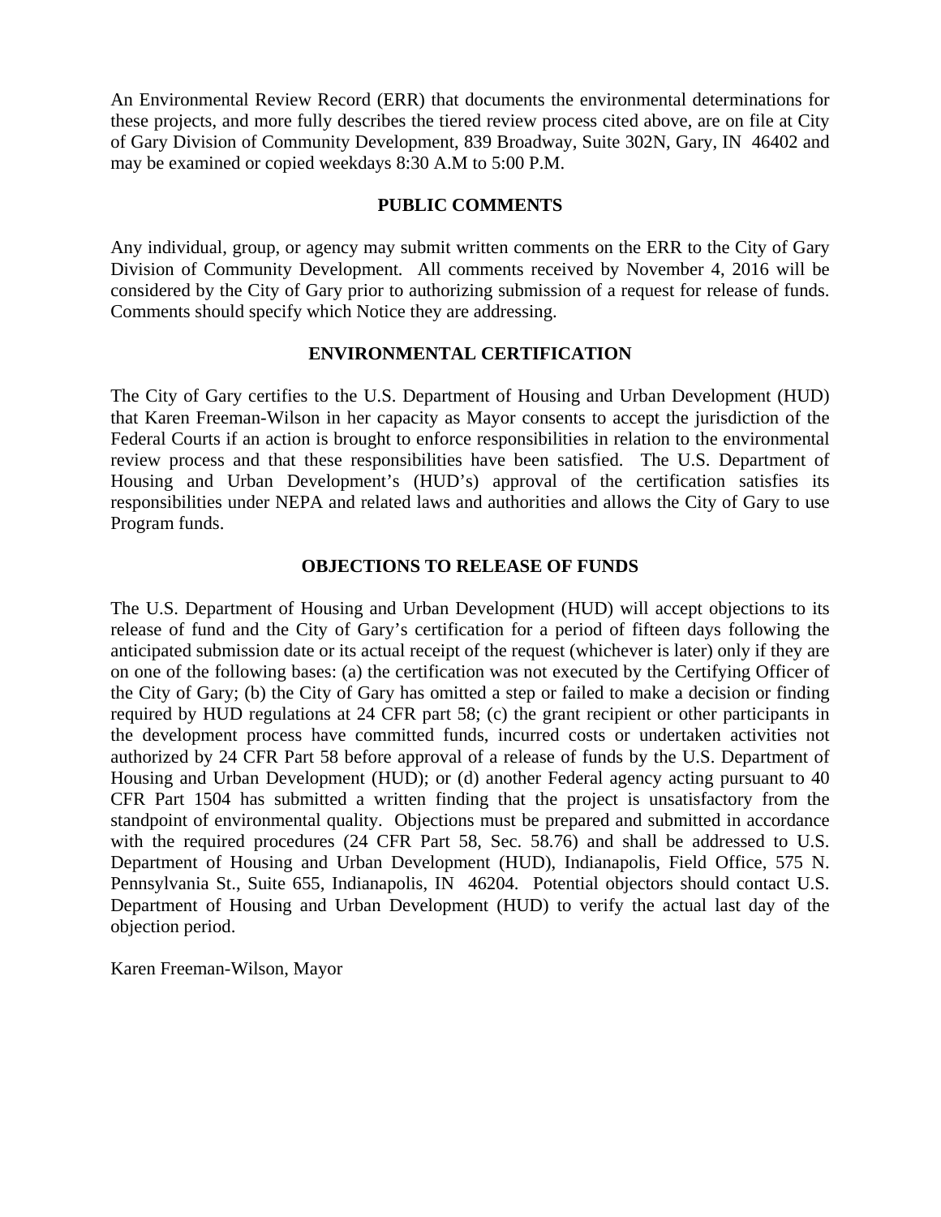An Environmental Review Record (ERR) that documents the environmental determinations for these projects, and more fully describes the tiered review process cited above, are on file at City of Gary Division of Community Development, 839 Broadway, Suite 302N, Gary, IN 46402 and may be examined or copied weekdays 8:30 A.M to 5:00 P.M.

## PUBLIC COMMENTS

Any individual, group, or agency may submit written comments on the ERR to the City of Gary Division of Community Development. All comments received by November 4, 2016 will be considered by the City of Gary prior to authorizing submission of a request for release of funds. Comments should specify which Notice they are addressing.

## ENVIRONMENTAL CERTIFICATION

The City of Gary certifies to the U.S. Department of Housing and Urban Development (HUD) that Karen Freeman-Wilson in her capacity as Mayor consents to accept the jurisdiction of the Federal Courts if an action is brought to enforce responsibilities in relation to the environmental review process and that these responsibilities have been satisfied. The U.S. Department of Housing and Urban Development's (HUD's) approval of the certification satisfies its responsibilities under NEPA and related laws and authorities and allows the City of Gary to use Program funds.

## OBJECTIONS TO RELEASE OF FUNDS

The U.S. Department of Housing and Urban Development (HUD) will accept objections to its release of fund and the City of Gary's certification for a period of fifteen days following the anticipated submission date or its actual receipt of the request (whichever is later) only if they are on one of the following bases: (a) the certification was not executed by the Certifying Officer of the City of Gary; (b) the City of Gary has omitted a step or failed to make a decision or finding required by HUD regulations at 24 CFR part 58; (c) the grant recipient or other participants in the development process have committed funds, incurred costs or undertaken activities not authorized by 24 CFR Part 58 before approval of a release of funds by the U.S. Department of Housing and Urban Development (HUD); or (d) another Federal agency acting pursuant to 40 CFR Part 1504 has submitted a written finding that the project is unsatisfactory from the standpoint of environmental quality. Objections must be prepared and submitted in accordance with the required procedures (24 CFR Part 58, Sec. 58.76) and shall be addressed to U.S. Department of Housing and Urban Development (HUD), Indianapolis, Field Office, 575 N. Pennsylvania St., Suite 655, Indianapolis, IN 46204. Potential objectors should contact U.S. Department of Housing and Urban Development (HUD) to verify the actual last day of the objection period.

Karen Freeman-Wilson, Mayor